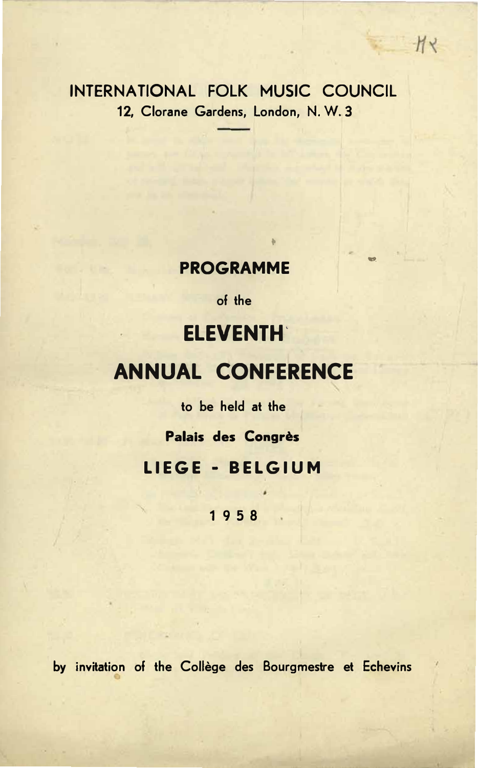# INTERNATIONAL FOLK MUSIC COUNCIL

12, Clorane Gardens, London, N. W. 3

## PROGRAMME

of the

# ELEVENTH ANNUAL CONFERENCE

to be held at the

**Palais des Congrès**

## LIEGE - BELGIUM

**1958**

by invitation of the Collège des Bourgmestre et Echevins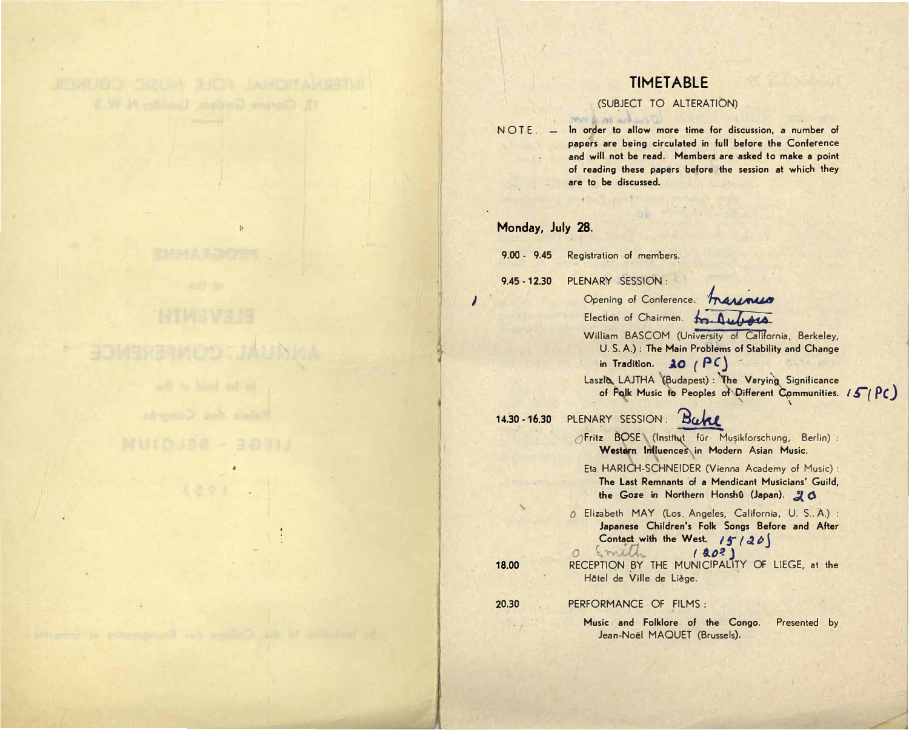# TIMETABLE

(SUBJECT TO ALTERATION)

NOTE. — **In order to allow more time for discussion, a number of papers are being circulated in full before the Conference and will not be read. Members are asked to make a point of reading these papers before the session at which they are to be discussed.**

## Monday, July 28.

**9.00 - 9.45** Registration of members.

**9.45 - 12.30** PLENARY SESSION:

Opening of Conference. Marinus

Election of Chairmen. Dr Dubois

William BASCOM (University of California, Berkeley, U. S. A.) : **The Main Problems of Stability and Change in Tradition.** 20 (PC)

Laszlo LAJTHA (Budapest) : **The Varying Significance of Folk Music to Peoples of Different Communities.** 15 (PC)

**14.30 - 16.30** PLENARY SESSION: Bake

Fritz BOSE (Institut für Musikforschung, Berlin) : **Western Influences in Modern Asian Music.**

Eta HARICH-SCHNEIDER (Vienna Academy of Music) : **The Last Remnants of a Mendicant Musicians' Guild, the Goze in Northern Honshû (Japan).** 20

Elizabeth MAY (Los Angeles, California, U. S. A.) : **Japanese Children's Folk Songs Before and After Contact with the West.** 15 (20)

Smith (20?)

**18.00** RECEPTION BY THE MUNICIPALITY OF LIEGE, at the Hôtel de Ville de Liège.

**20.30** PERFORMANCE OF FILMS:

**Music and Folklore of the Congo.** Presented by Jean-Noël MAQUET (Brussels).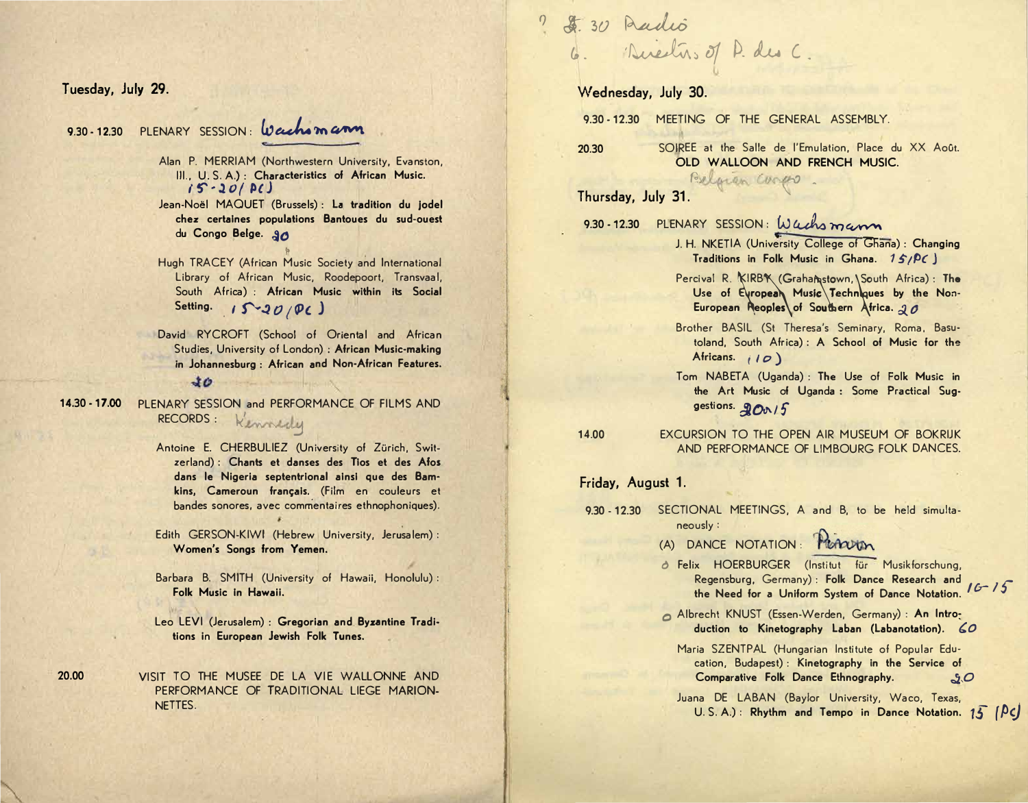## Tuesday, July 29.

**9.30 - 12.30** PLENARY SESSION: Wachsmann

Alan P. MERRIAM (Northwestern University, Evanston, Ill., U. S. A.) : **Characteristics of African Music.** 15-20/ PC)

Jean-Noël MAQUET (Brussels) : **La tradition du jodel chez certaines populations Bantoues du sud-ouest du Congo Belge.** 20

Hugh TRACEY (African Music Society and International Library of African Music, Roodepoort, Transvaal, South Africa) : **African Music within its Social Setting.** 15-20/PC)

David RYCROFT (School of Oriental and African Studies, University of London) : **African Music-making in Johannesburg : African and Non-African Features.** 20

**14.30 - 17.00** PLENARY SESSION and PERFORMANCE OF FILMS AND RECORDS : Kennedy

Antoine E. CHERBULIEZ (University of Zürich, Switzerland) : **Chants et danses des Tios et des Afos dans le Nigeria septentrional ainsi que des Bamkins, Cameroun français.** (Film en couleurs et bandes sonores, avec commentaires ethnophoniques).

Edith GERSON-KIWI (Hebrew University, Jerusalem) : **Women's Songs from Yemen.**

Barbara B. SMITH (University of Hawaii, Honolulu) : **Folk Music in Hawaii.**

Leo LEVI (Jerusalem) : **Gregorian and Byzantine Traditions in European Jewish Folk Tunes.**

**20.00** VISIT TO THE MUSEE DE LA VIE WALLONNE AND PERFORMANCE OF TRADITIONAL LIEGE MARIONNETTES.

? 5. 30 Radio
6. Directors of P. des C.

## Wednesday, July 30.

**9.30 - 12.30** MEETING OF THE GENERAL ASSEMBLY.

**20.30** SOIREE at the Salle de l'Emulation, Place du XX Août. **OLD WALLOON AND FRENCH MUSIC.**

Belgian Congo

## Thursday, July 31.

**9.30 - 12.30** PLENARY SESSION: Wachsmann

J. H. NKETIA (University College of Ghana) : **Changing Traditions in Folk Music in Ghana.** 15/PC)

~~Percival R. KIRBY (Grahamstown, South Africa) : **The Use of European Music Techniques by the Non-European Peoples of Southern Africa.**~~ 20

Brother BASIL (St Theresa's Seminary, Roma, Basutoland, South Africa) : **A School of Music for the Africans.** (10)

Tom NABETA (Uganda) : **The Use of Folk Music in the Art Music of Uganda : Some Practical Suggestions.** 20 or 15

**14.00** EXCURSION TO THE OPEN AIR MUSEUM OF BOKRIJK AND PERFORMANCE OF LIMBOURG FOLK DANCES.

## Friday, August 1.

**9.30 - 12.30** SECTIONAL MEETINGS, A and B, to be held simultaneously :

(A) DANCE NOTATION : Peterson

Felix HOERBURGER (Institut für Musikforschung, Regensburg, Germany) : **Folk Dance Research and the Need for a Uniform System of Dance Notation.** 10-15

Albrecht KNUST (Essen-Werden, Germany) : **An Introduction to Kinetography Laban (Labanotation).** 60

Maria SZENTPAL (Hungarian Institute of Popular Education, Budapest) : **Kinetography in the Service of Comparative Folk Dance Ethnography.** 20

Juana DE LABAN (Baylor University, Waco, Texas, U. S. A.) : **Rhythm and Tempo in Dance Notation.** 15 (PC)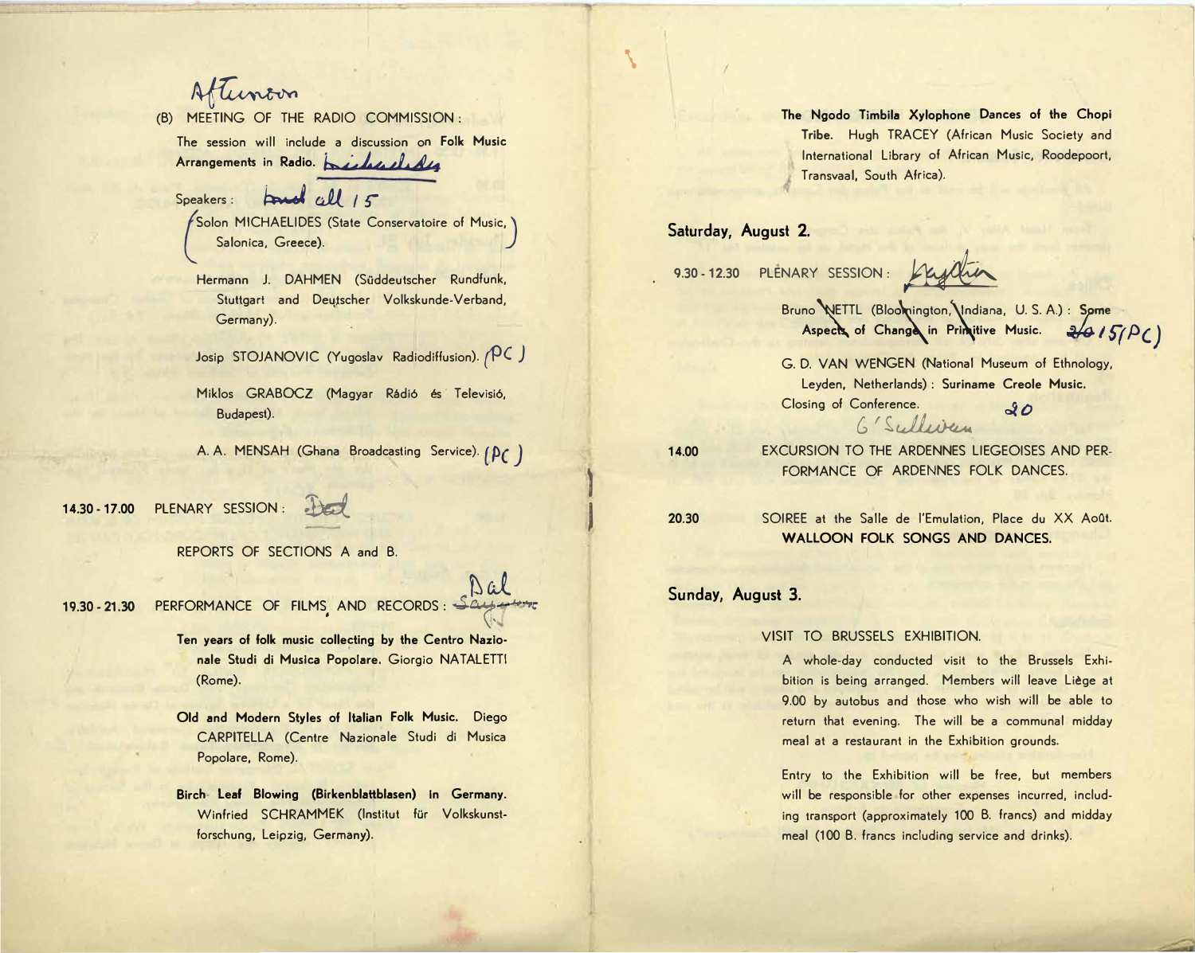Afternoon

(B) MEETING OF THE RADIO COMMISSION:

The session will include a discussion on **Folk Music Arrangements in Radio.** Michaelides

Speakers: Karl all 15

Solon MICHAELIDES (State Conservatoire of Music, Salonica, Greece).

Hermann J. DAHMEN (Süddeutscher Rundfunk, Stuttgart and Deutscher Volkskunde-Verband, Germany).

Josip STOJANOVIC (Yugoslav Radiodiffusion). (PC)

Miklos GRABOCZ (Magyar Rádió és Televízió, Budapest).

A. A. MENSAH (Ghana Broadcasting Service). (PC)

**14.30 - 17.00** PLENARY SESSION: Dal

REPORTS OF SECTIONS A and B.

**19.30 - 21.30** PERFORMANCE OF FILMS AND RECORDS: Dal

**Ten years of folk music collecting by the Centro Nazionale Studi di Musica Popolare.** Giorgio NATALETTI (Rome).

**Old and Modern Styles of Italian Folk Music.** Diego CARPITELLA (Centre Nazionale Studi di Musica Popolare, Rome).

**Birch Leaf Blowing (Birkenblattblasen) in Germany.** Winfried SCHRAMMEK (Institut für Volkskunstforschung, Leipzig, Germany).

**The Ngodo Timbila Xylophone Dances of the Chopi Tribe.** Hugh TRACEY (African Music Society and International Library of African Music, Roodepoort, Transvaal, South Africa).

## Saturday, August 2.

**9.30 - 12.30** PLENARY SESSION: Kraftin

Bruno NETTL (Bloomington, Indiana, U. S. A.): **Some Aspects of Change in Primitive Music.** 20/15(PC)

G. D. VAN WENGEN (National Museum of Ethnology, Leyden, Netherlands): **Suriname Creole Music.**

Closing of Conference. 20

O'Sullivan

**14.00** EXCURSION TO THE ARDENNES LIEGEOISES AND PERFORMANCE OF ARDENNES FOLK DANCES.

**20.30** SOIREE at the Salle de l'Emulation, Place du XX Août. **WALLOON FOLK SONGS AND DANCES.**

## Sunday, August 3.

VISIT TO BRUSSELS EXHIBITION.

A whole-day conducted visit to the Brussels Exhibition is being arranged. Members will leave Liège at 9.00 by autobus and those who wish will be able to return that evening. The will be a communal midday meal at a restaurant in the Exhibition grounds.

Entry to the Exhibition will be free, but members will be responsible for other expenses incurred, including transport (approximately 100 B. francs) and midday meal (100 B. francs including service and drinks).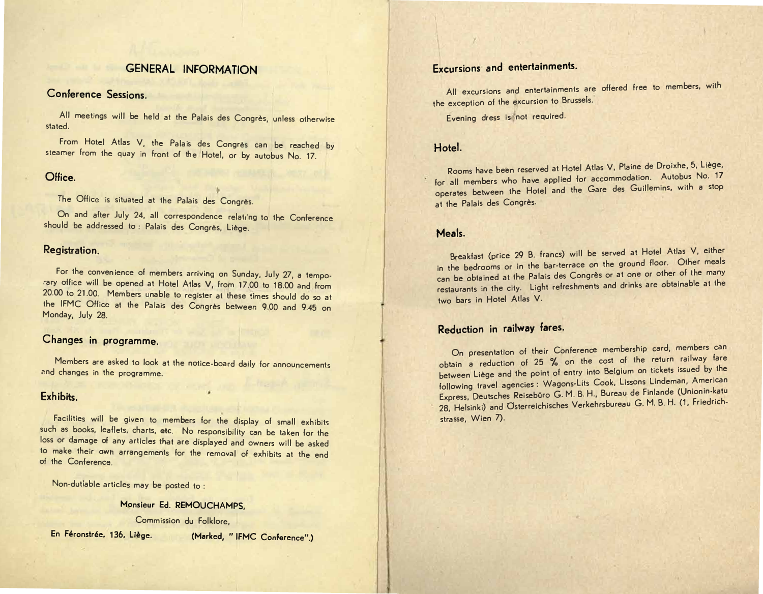# GENERAL INFORMATION

## Conference Sessions.

All meetings will be held at the Palais des Congrès, unless otherwise stated.

From Hotel Atlas V, the Palais des Congrès can be reached by steamer from the quay in front of the Hotel, or by autobus No. 17.

## Office.

The Office is situated at the Palais des Congrès.

On and after July 24, all correspondence relating to the Conference should be addressed to : Palais des Congrès, Liège.

## Registration.

For the convenience of members arriving on Sunday, July 27, a temporary office will be opened at Hotel Atlas V, from 17.00 to 18.00 and from 20.00 to 21.00. Members unable to register at these times should do so at the IFMC Office at the Palais des Congrès between 9.00 and 9.45 on Monday, July 28.

## Changes in programme.

Members are asked to look at the notice-board daily for announcements and changes in the programme.

## Exhibits.

Facilities will be given to members for the display of small exhibits such as books, leaflets, charts, etc. No responsibility can be taken for the loss or damage of any articles that are displayed and owners will be asked to make their own arrangements for the removal of exhibits at the end of the Conference.

Non-dutiable articles may be posted to :

**Monsieur Ed. REMOUCHAMPS,**
Commission du Folklore,
**En Féronstrée, 136, Liège.** (Marked, " IFMC Conference".)

## Excursions and entertainments.

All excursions and entertainments are offered free to members, with the exception of the excursion to Brussels.

Evening dress is not required.

## Hotel.

Rooms have been reserved at Hotel Atlas V, Plaine de Droixhe, 5, Liège, for all members who have applied for accommodation. Autobus No. 17 operates between the Hotel and the Gare des Guillemins, with a stop at the Palais des Congrès.

## Meals.

Breakfast (price 29 B. francs) will be served at Hotel Atlas V, either in the bedrooms or in the bar-terrace on the ground floor. Other meals can be obtained at the Palais des Congrès or at one or other of the many restaurants in the city. Light refreshments and drinks are obtainable at the two bars in Hotel Atlas V.

## Reduction in railway fares.

On presentation of their Conference membership card, members can obtain a reduction of 25 % on the cost of the return railway fare between Liège and the point of entry into Belgium on tickets issued by the following travel agencies : Wagons-Lits Cook, Lissons Lindeman, American Express, Deutsches Reisebüro G. M. B. H., Bureau de Finlande (Unionin-katu 28, Helsinki) and Österreichisches Verkehrsbureau G. M. B. H. (1, Friedrichstrasse, Wien 7).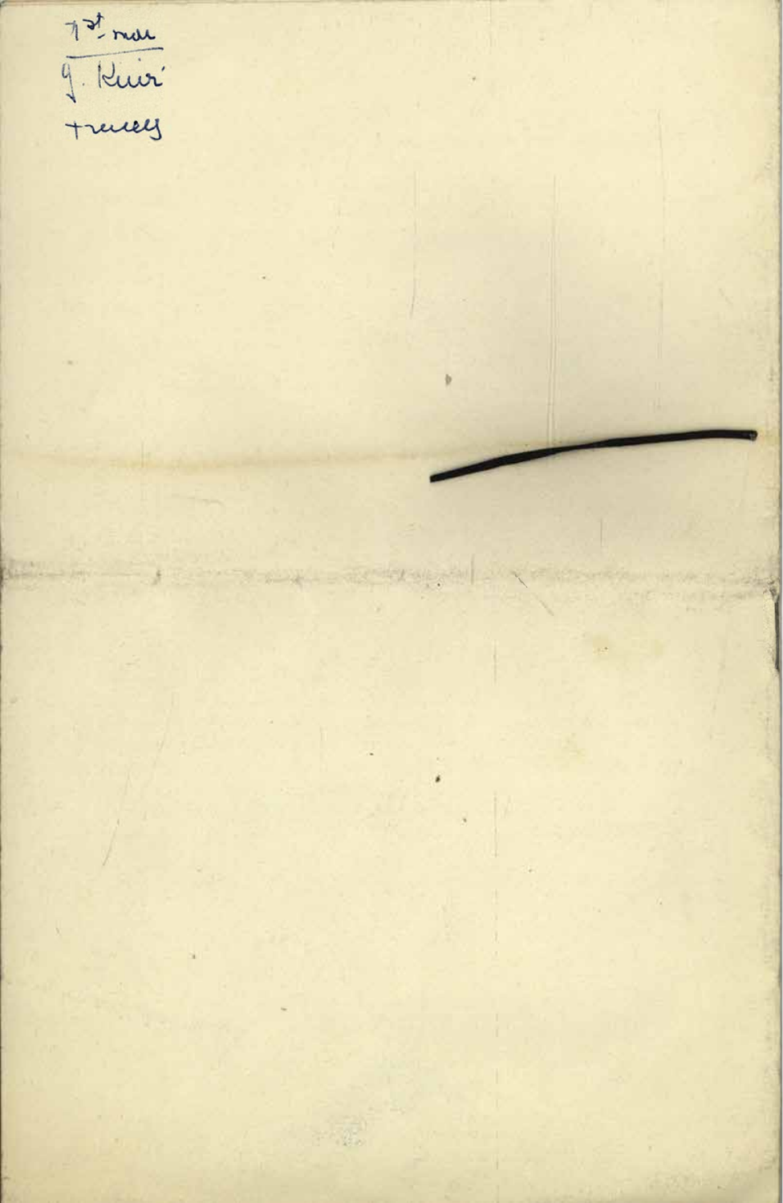1st mai

9. Kuri

trecuty